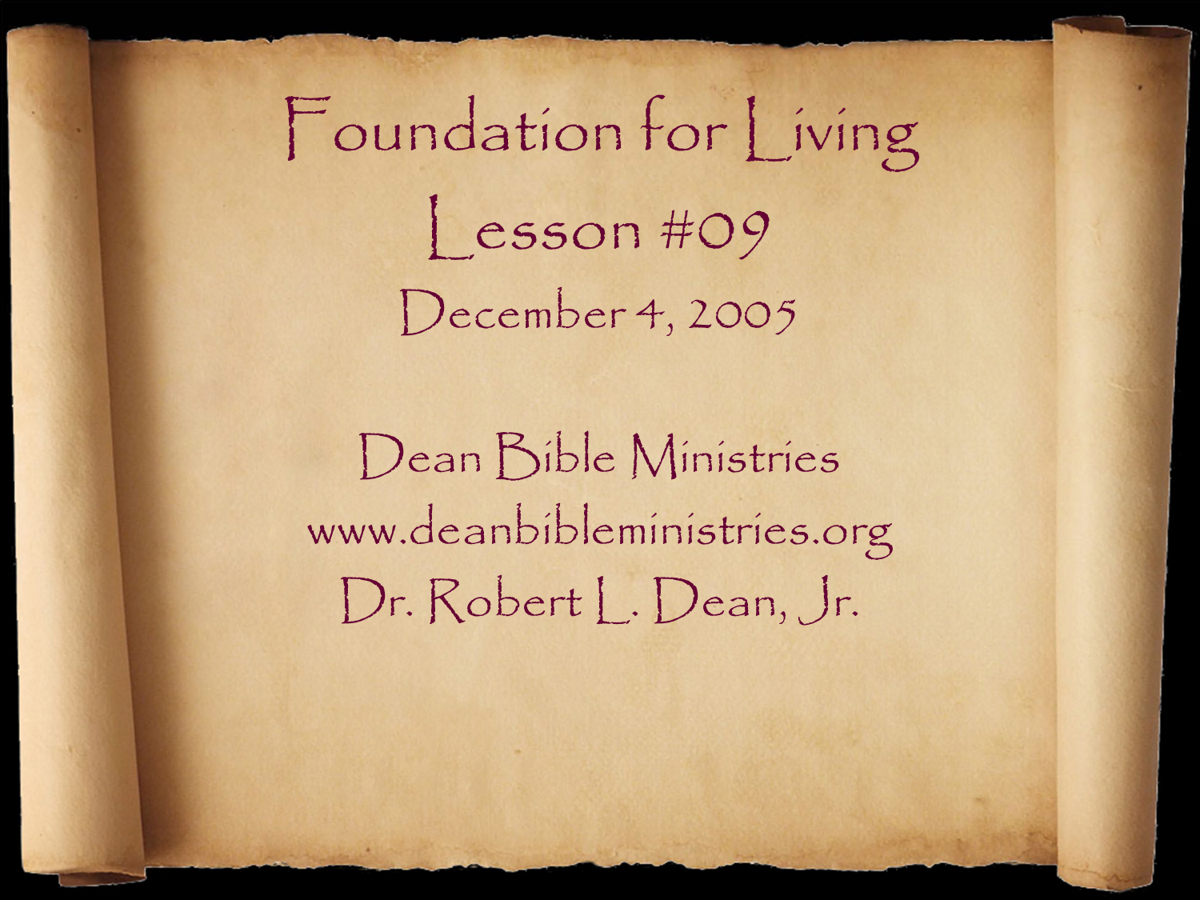# Foundation for Living

## Lesson #09

December 4, 2005

Dean Bible Ministries

www.deanbibleministries.org

Dr. Robert L. Dean, Jr.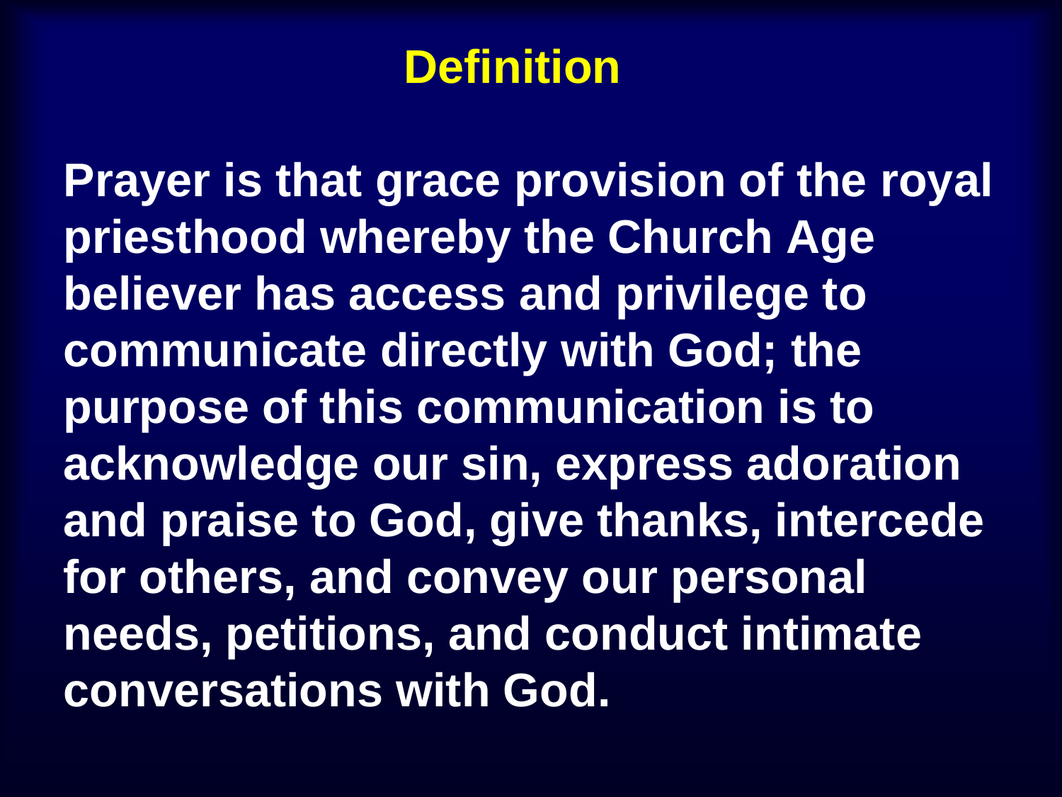# Definition

**Prayer is that grace provision of the royal priesthood whereby the Church Age believer has access and privilege to communicate directly with God; the purpose of this communication is to acknowledge our sin, express adoration and praise to God, give thanks, intercede for others, and convey our personal needs, petitions, and conduct intimate conversations with God.**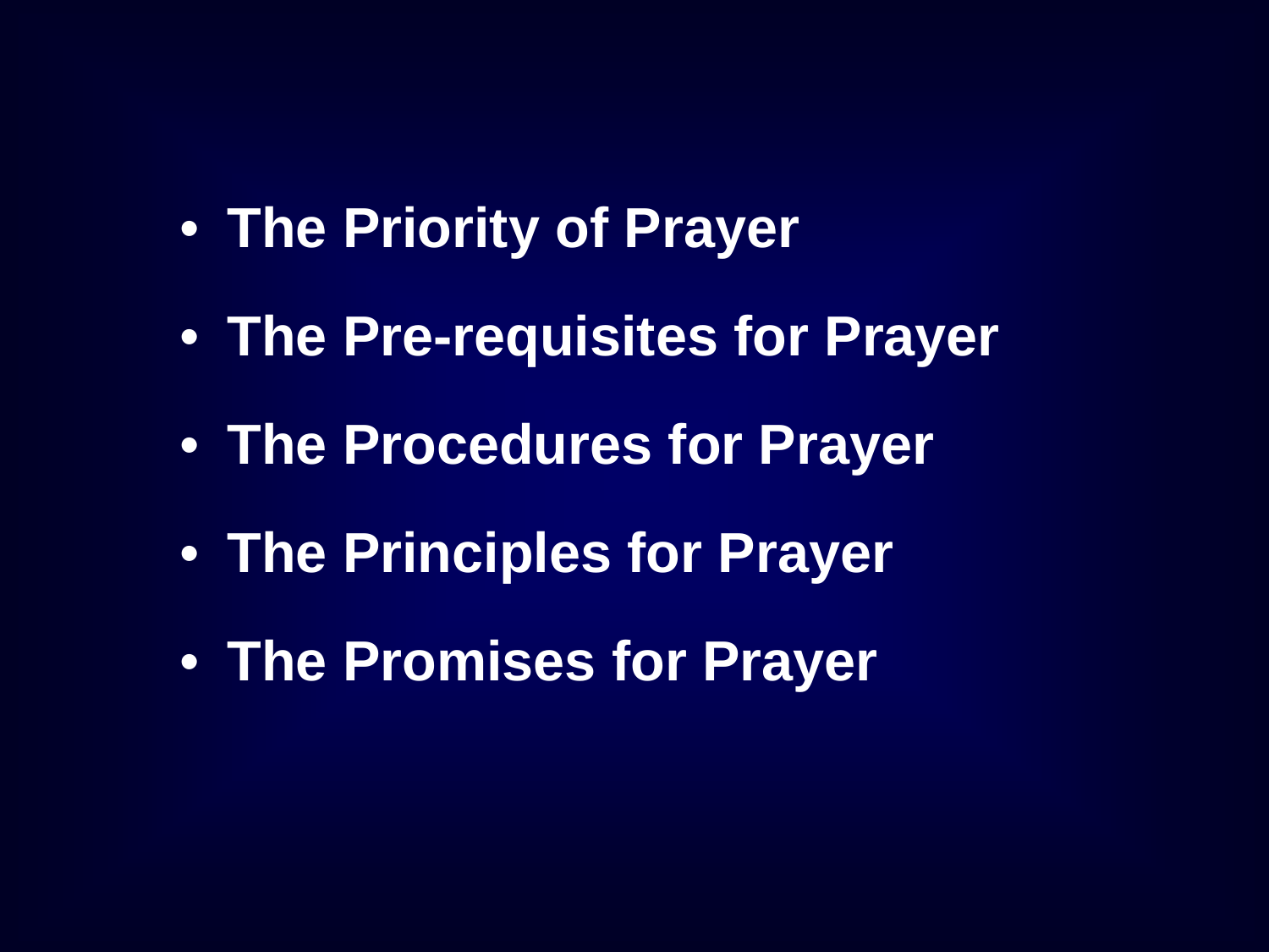- **The Priority of Prayer**
- **The Pre-requisites for Prayer**
- **The Procedures for Prayer**
- **The Principles for Prayer**
- **The Promises for Prayer**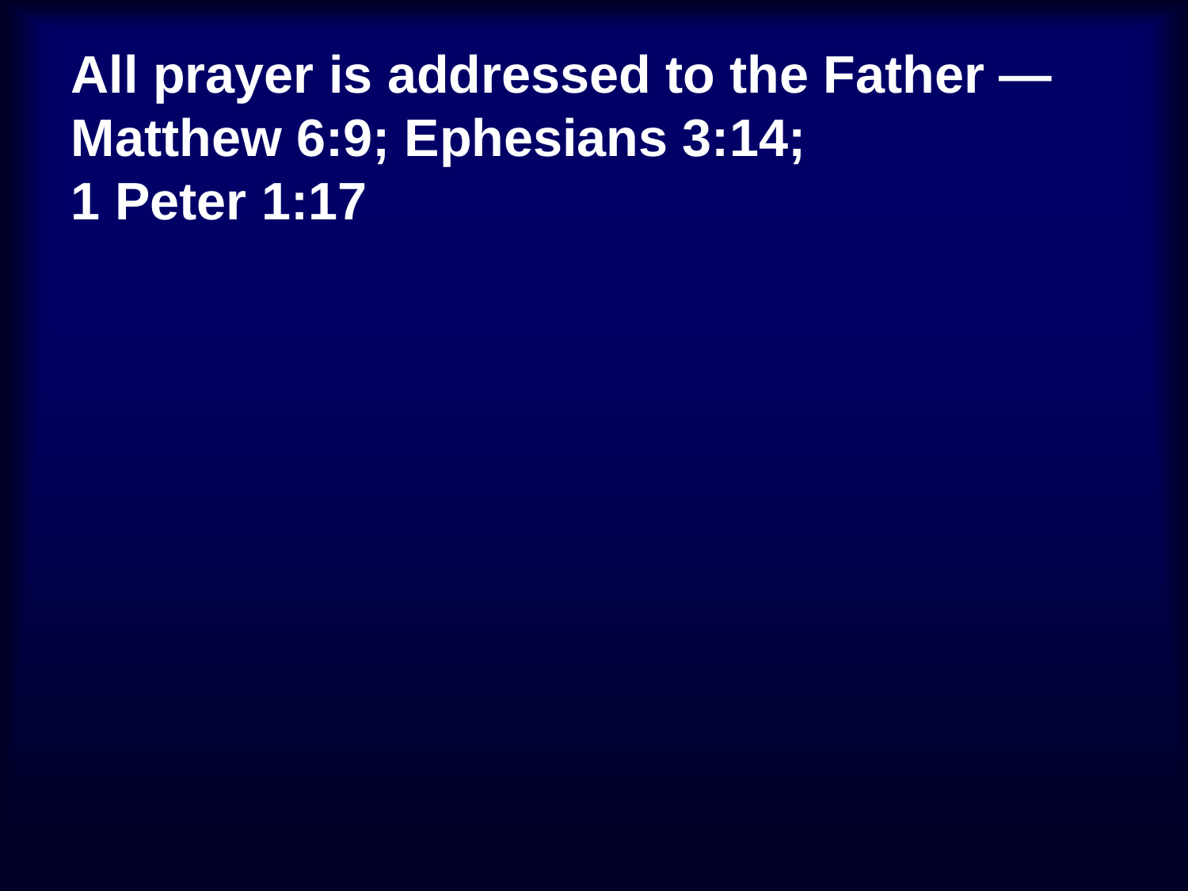**All prayer is addressed to the Father — Matthew 6:9; Ephesians 3:14; 1 Peter 1:17**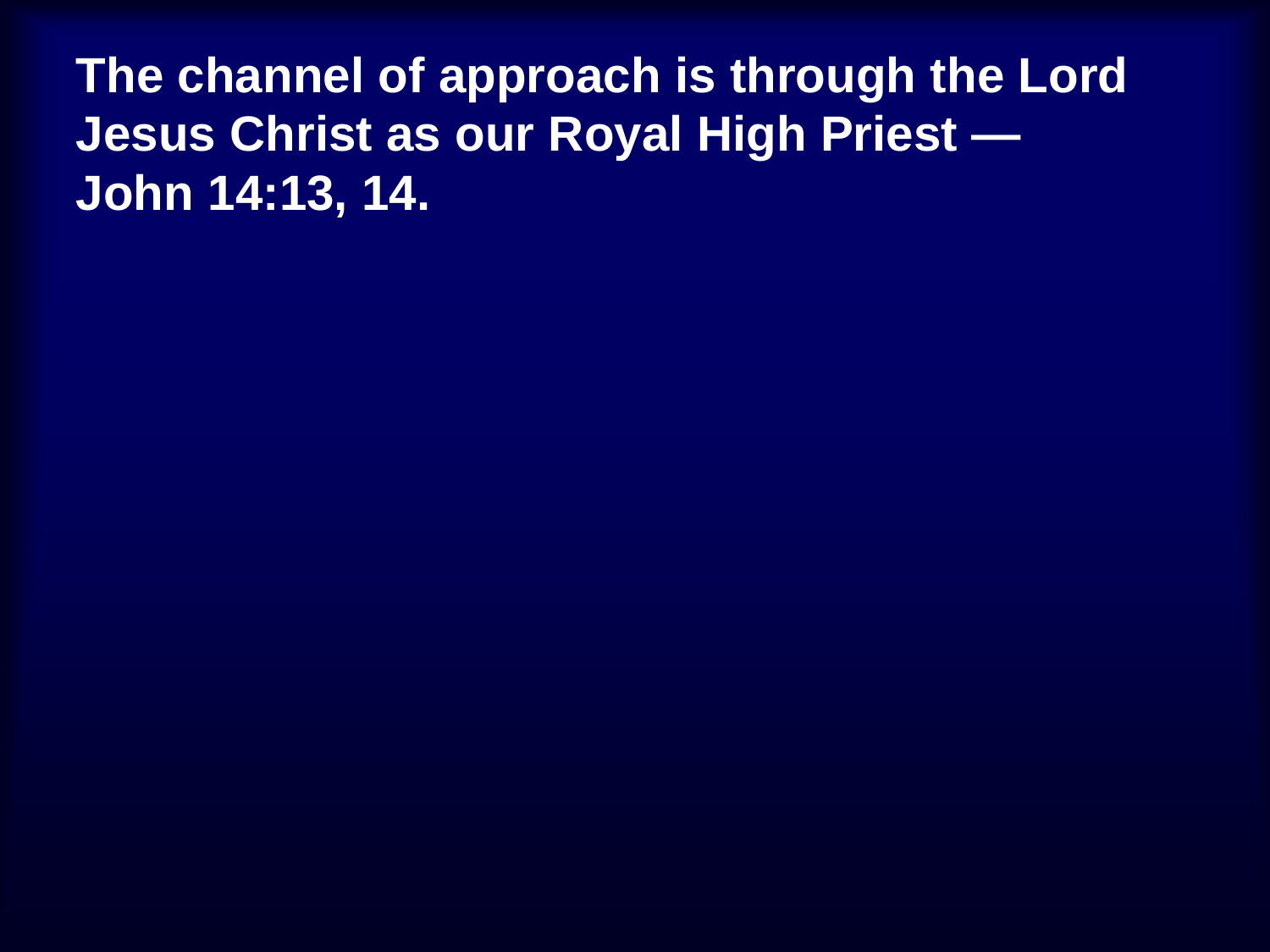**The channel of approach is through the Lord Jesus Christ as our Royal High Priest — John 14:13, 14.**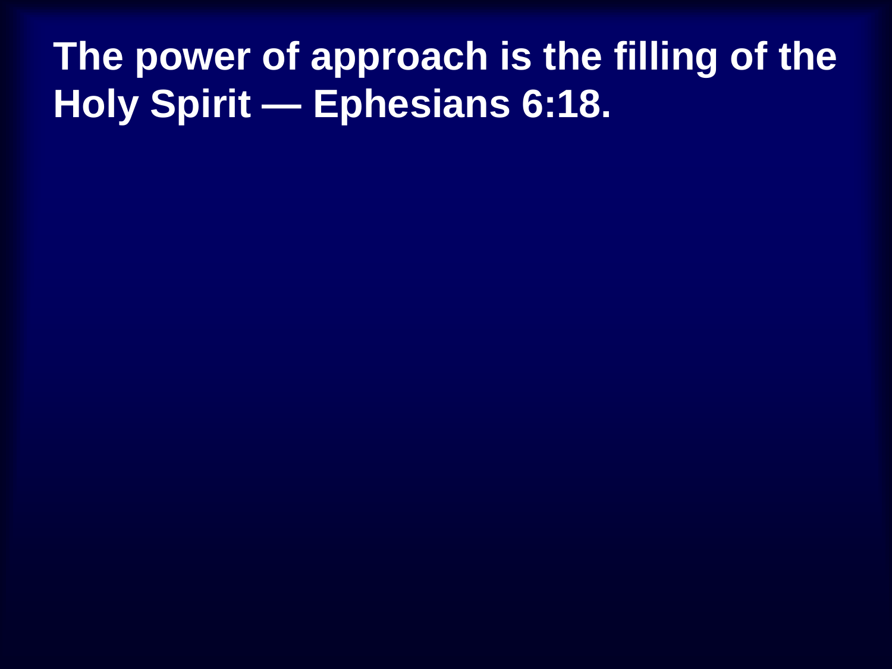# The power of approach is the filling of the Holy Spirit — Ephesians 6:18.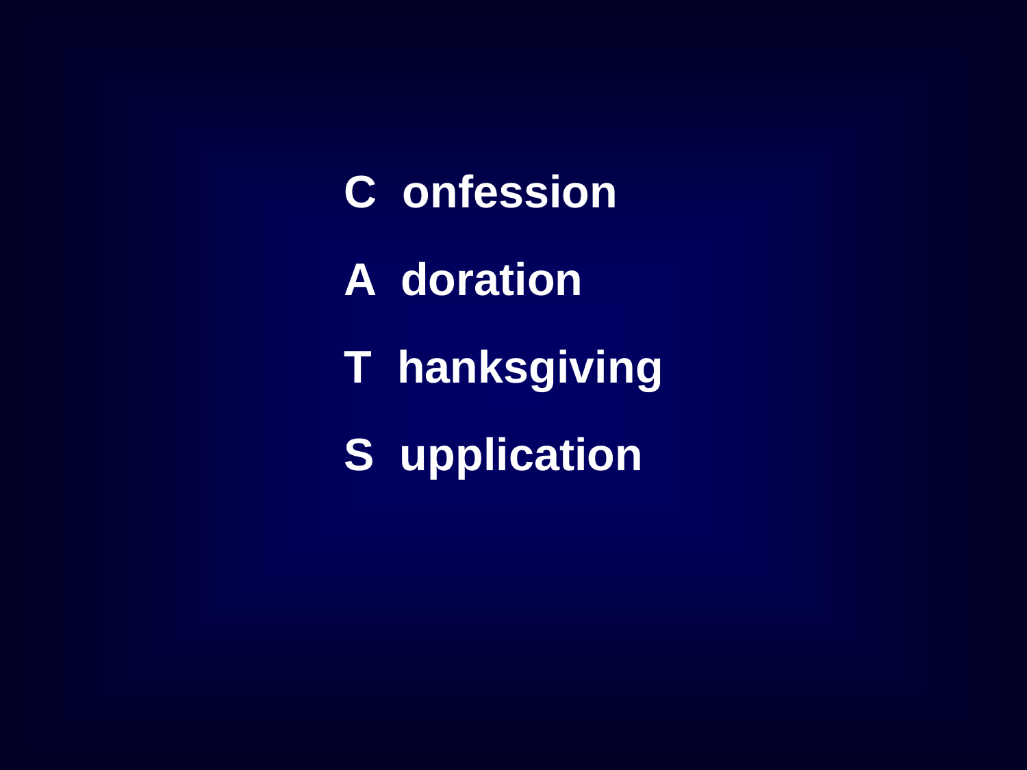**C onfession**

**A doration**

**T hanksgiving**

**S upplication**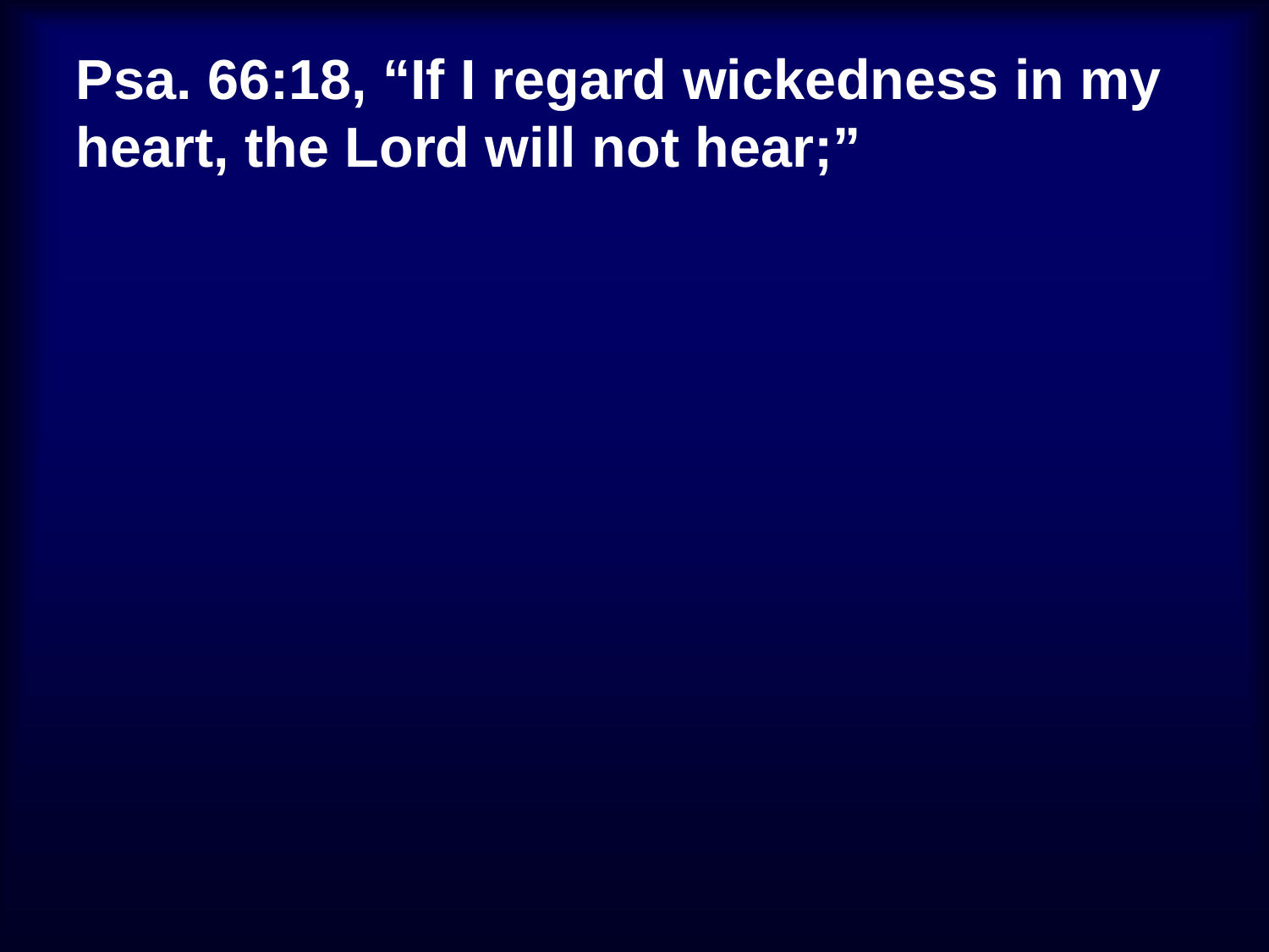**Psa. 66:18, “If I regard wickedness in my heart, the Lord will not hear;”**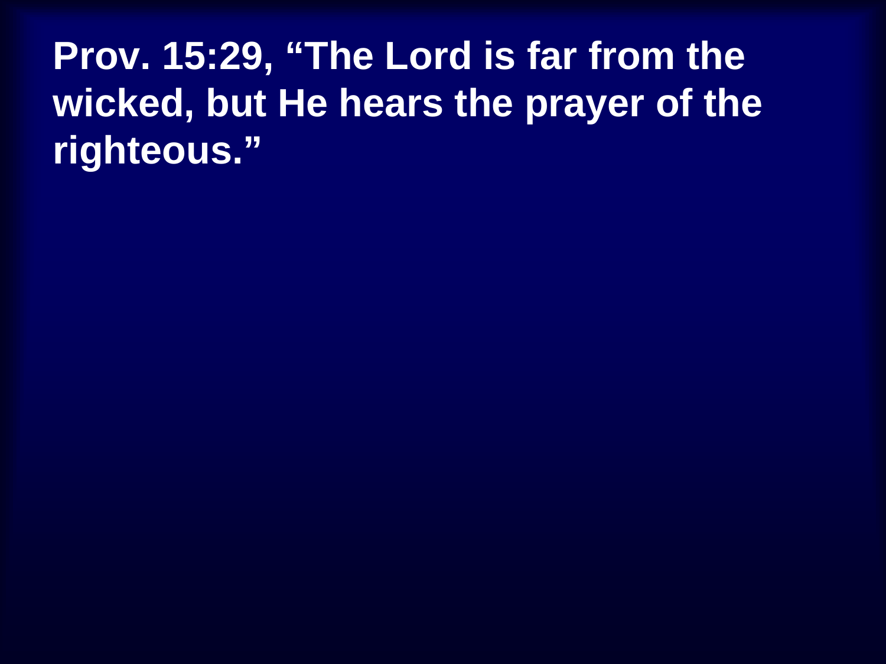**Prov. 15:29, "The Lord is far from the wicked, but He hears the prayer of the righteous."**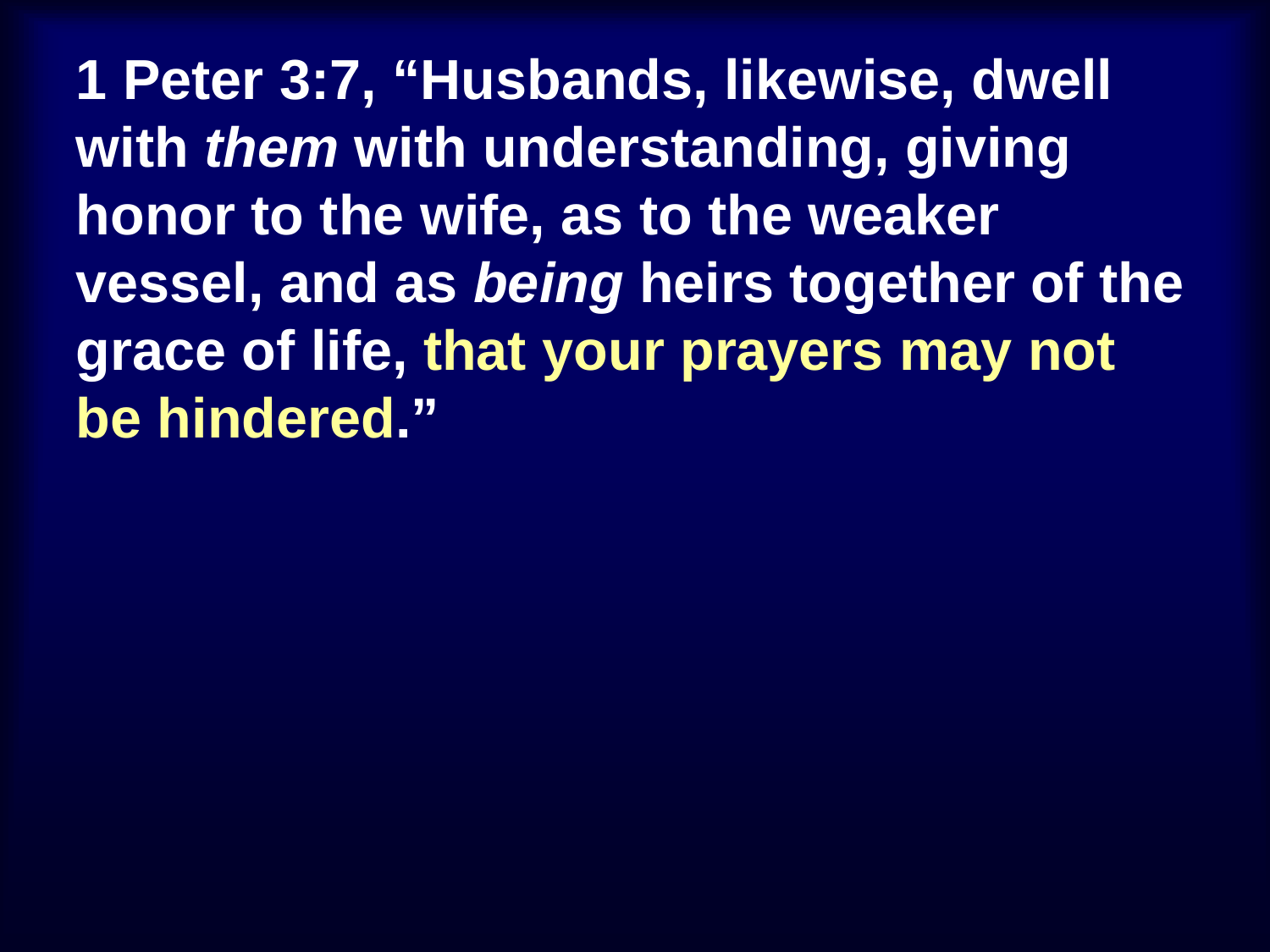**1 Peter 3:7, "Husbands, likewise, dwell with *them* with understanding, giving honor to the wife, as to the weaker vessel, and as *being* heirs together of the grace of life, that your prayers may not be hindered."**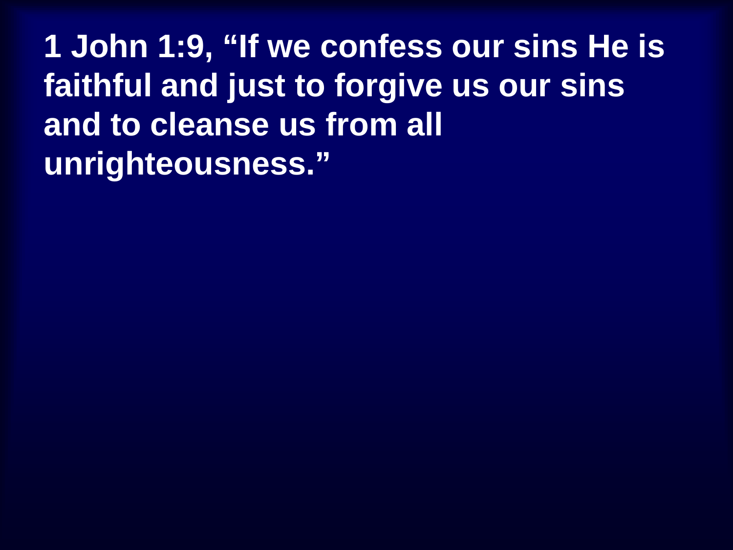**1 John 1:9, “If we confess our sins He is faithful and just to forgive us our sins and to cleanse us from all unrighteousness.”**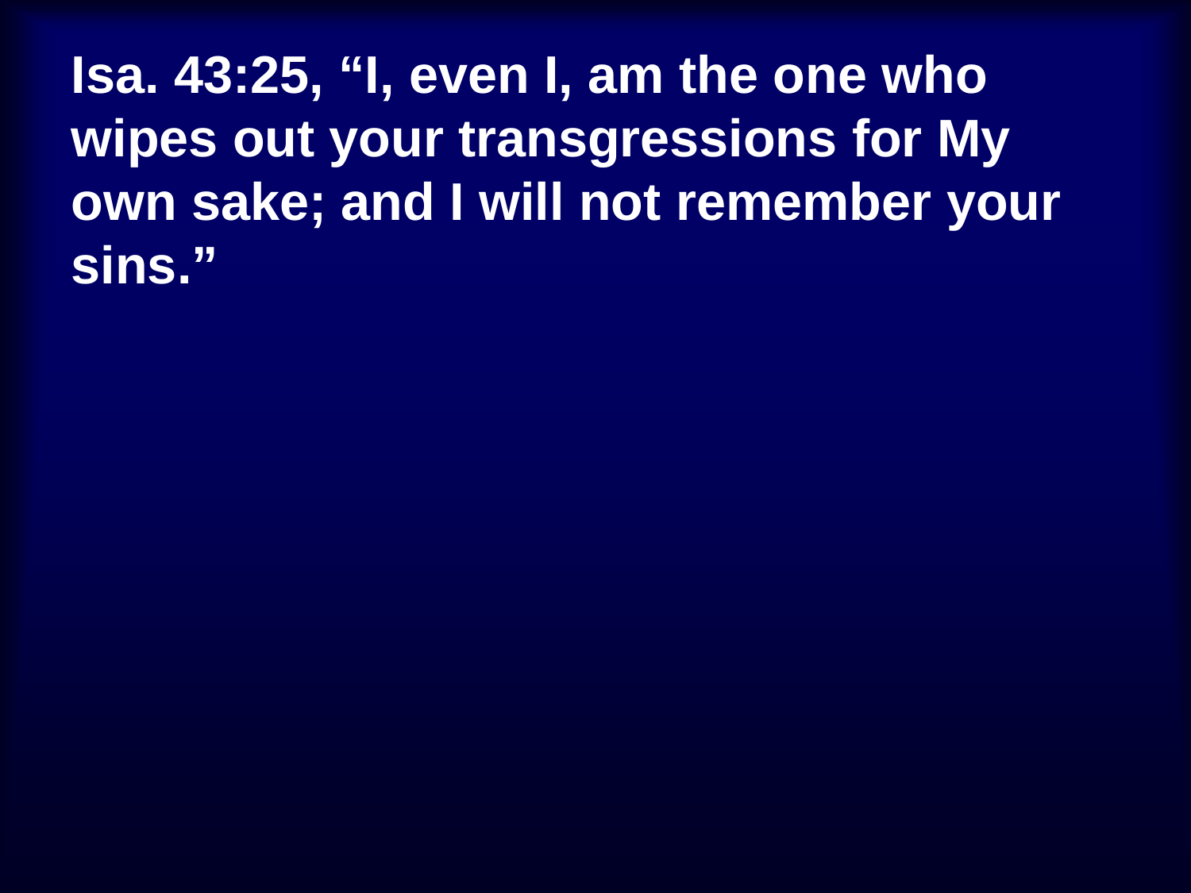**Isa. 43:25, "I, even I, am the one who wipes out your transgressions for My own sake; and I will not remember your sins."**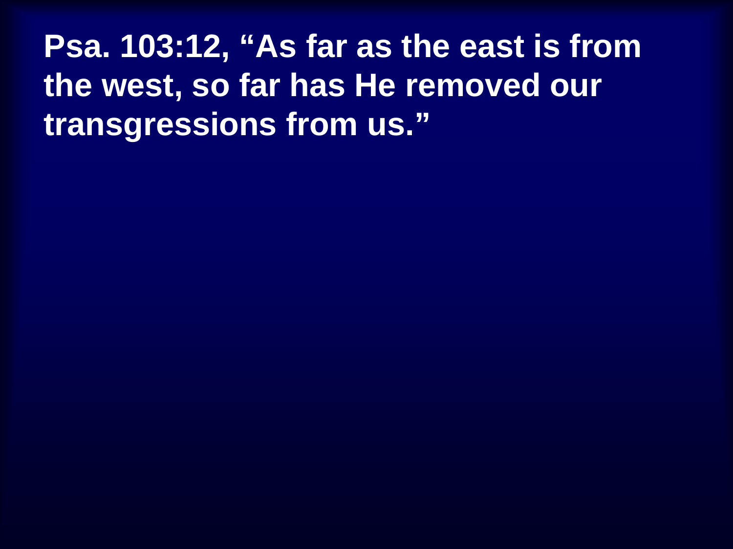**Psa. 103:12, “As far as the east is from the west, so far has He removed our transgressions from us.”**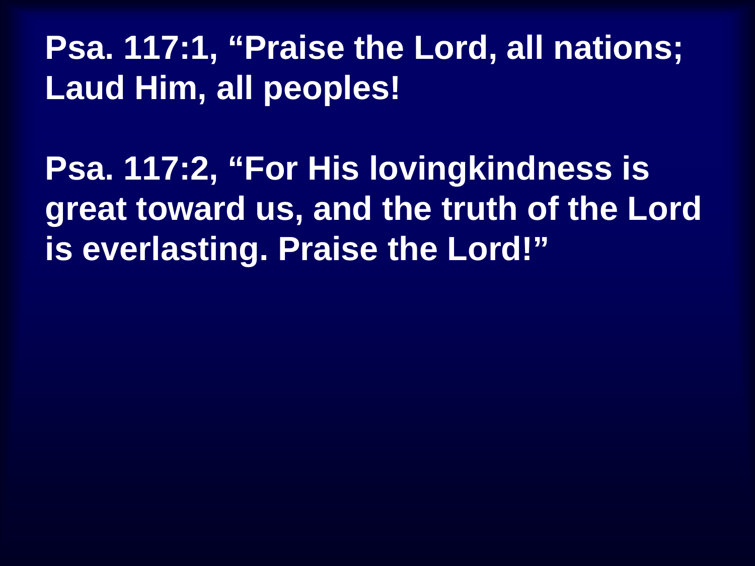**Psa. 117:1, "Praise the Lord, all nations; Laud Him, all peoples!**

**Psa. 117:2, "For His lovingkindness is great toward us, and the truth of the Lord is everlasting. Praise the Lord!"**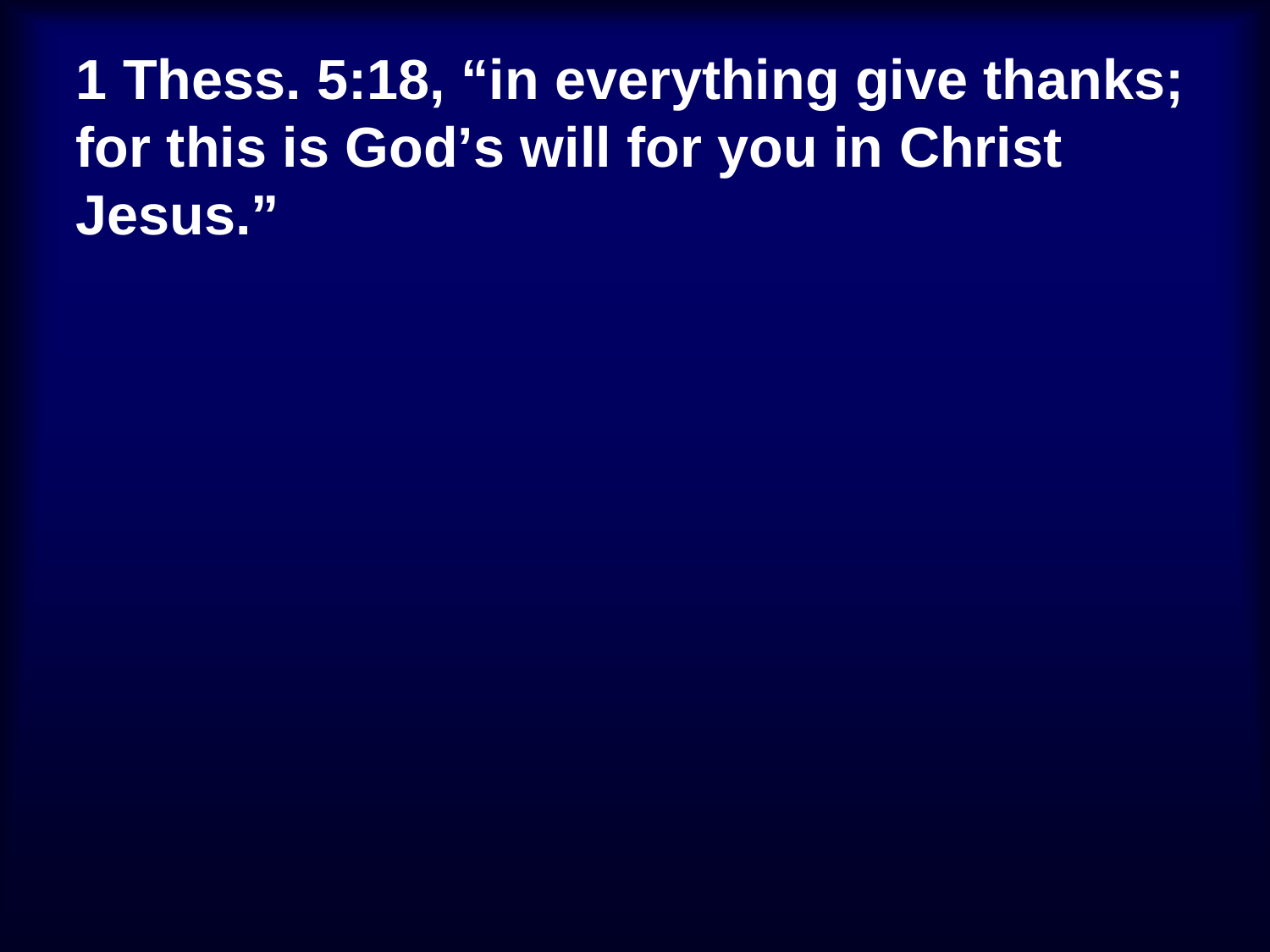**1 Thess. 5:18, “in everything give thanks; for this is God’s will for you in Christ Jesus.”**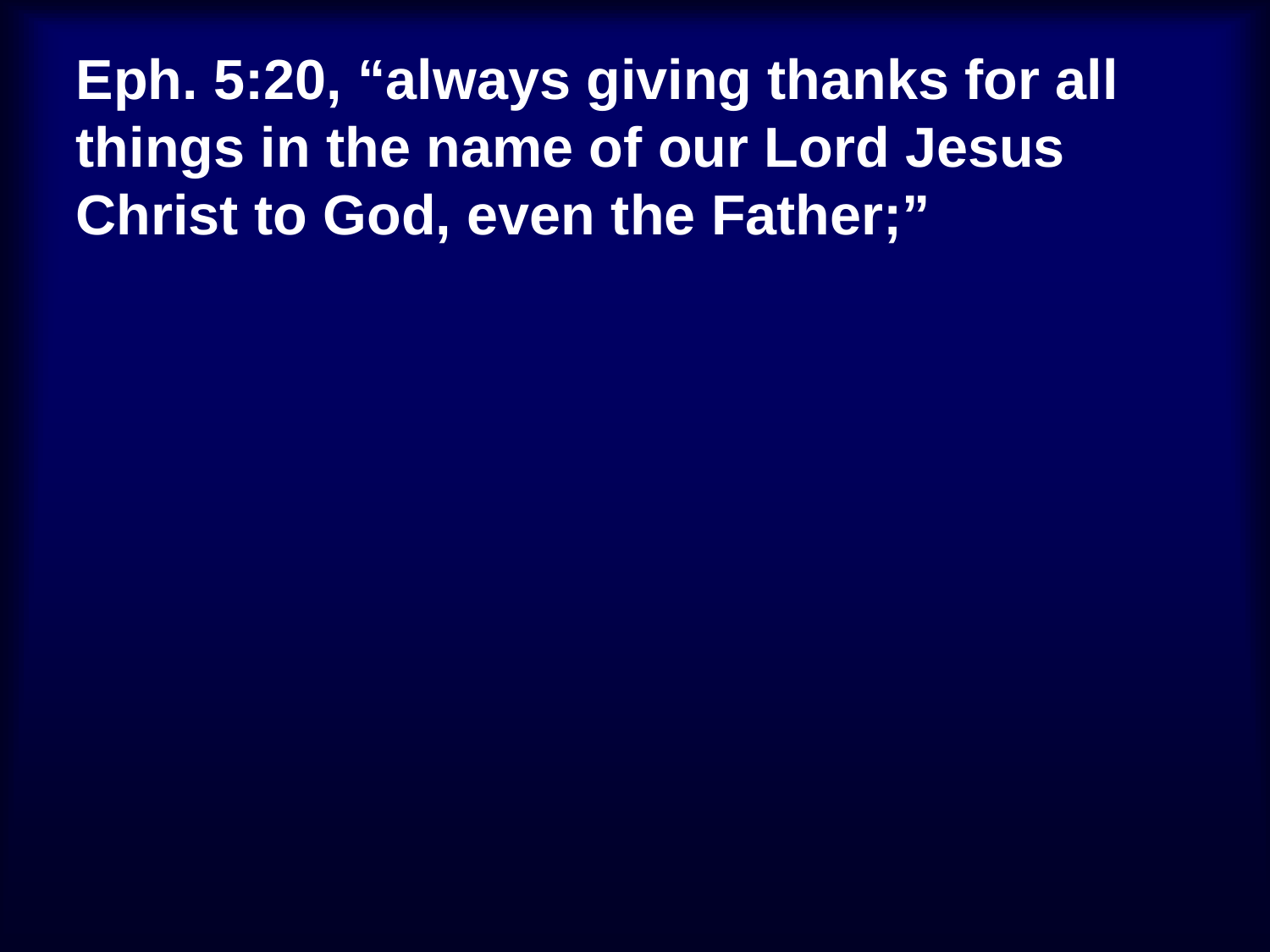**Eph. 5:20, “always giving thanks for all things in the name of our Lord Jesus Christ to God, even the Father;”**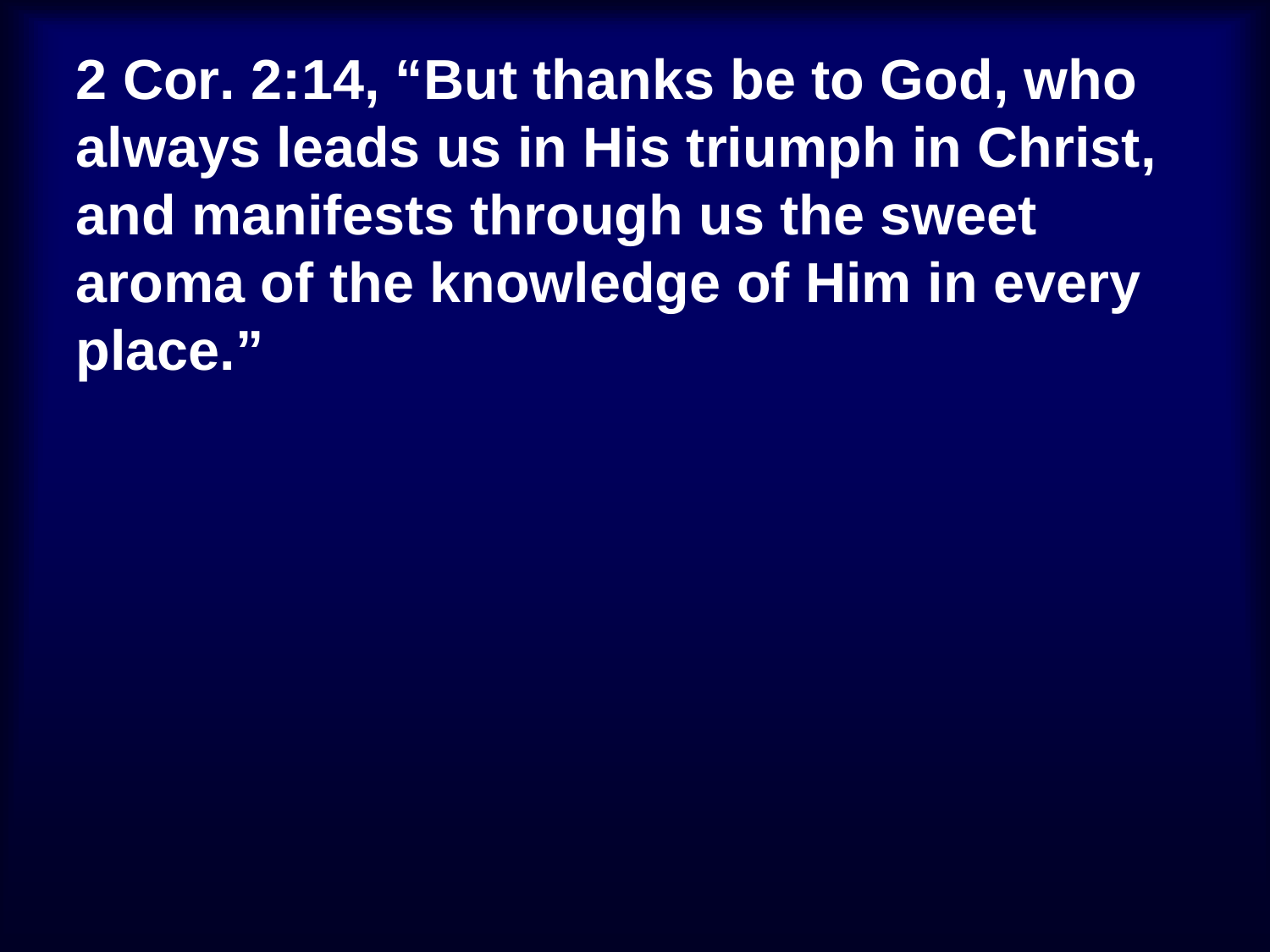**2 Cor. 2:14, "But thanks be to God, who always leads us in His triumph in Christ, and manifests through us the sweet aroma of the knowledge of Him in every place."**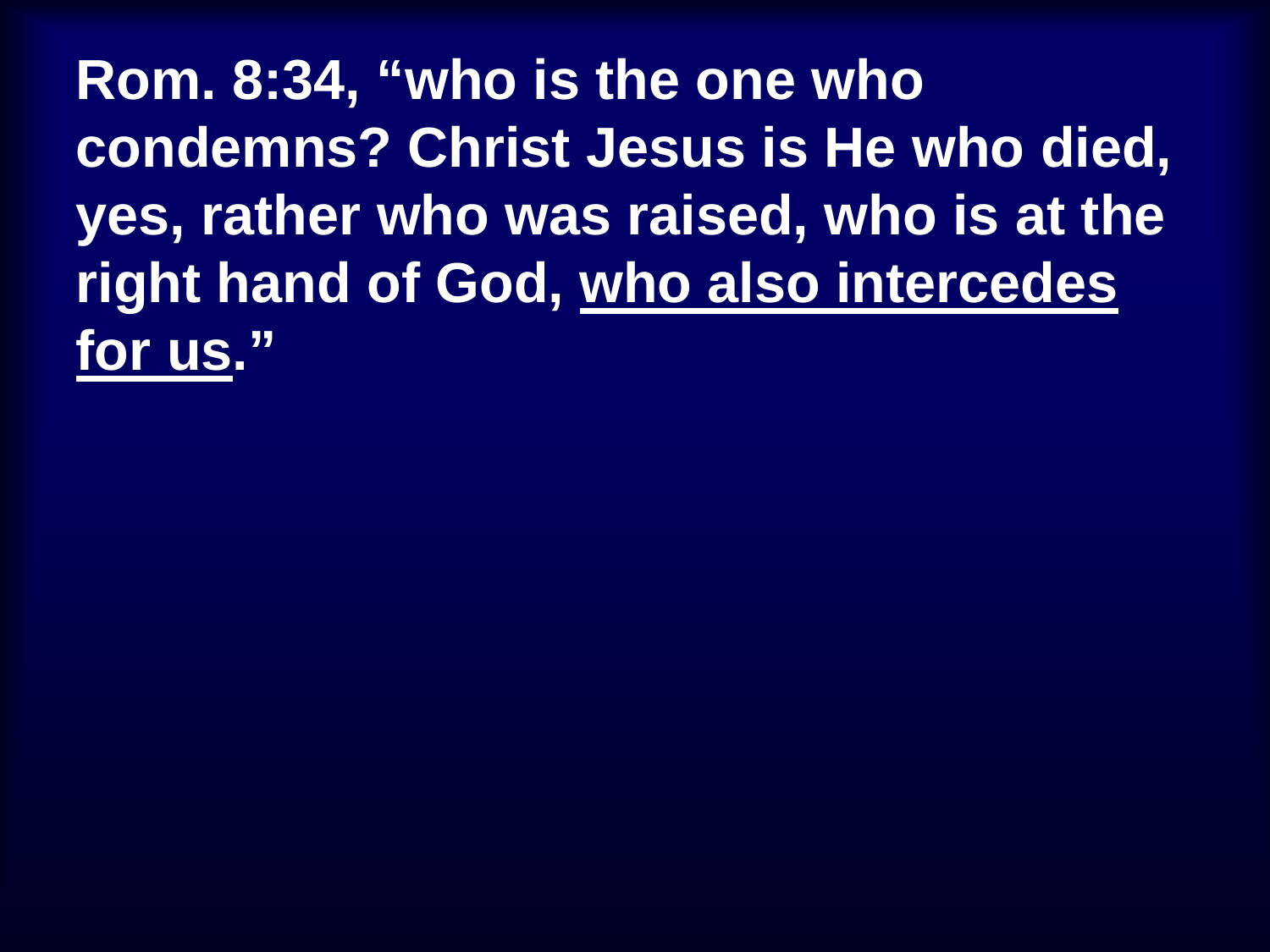**Rom. 8:34, "who is the one who condemns? Christ Jesus is He who died, yes, rather who was raised, who is at the right hand of God, <u>who also intercedes for us</u>."**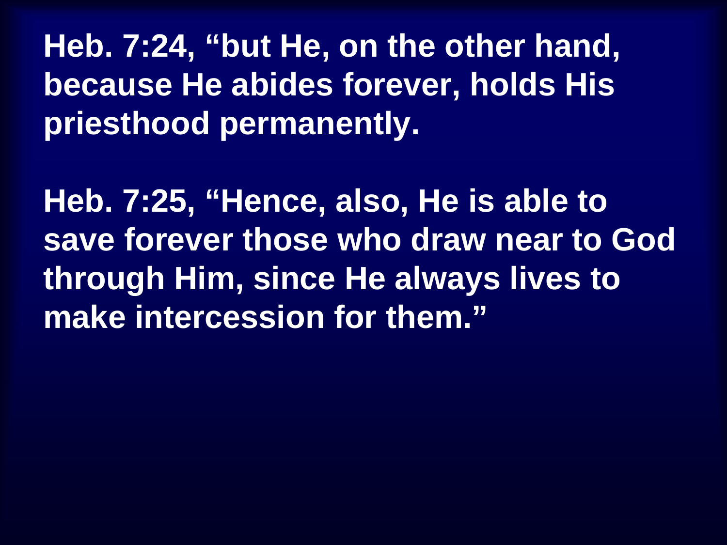**Heb. 7:24, “but He, on the other hand, because He abides forever, holds His priesthood permanently.**

**Heb. 7:25, “Hence, also, He is able to save forever those who draw near to God through Him, since He always lives to make intercession for them.”**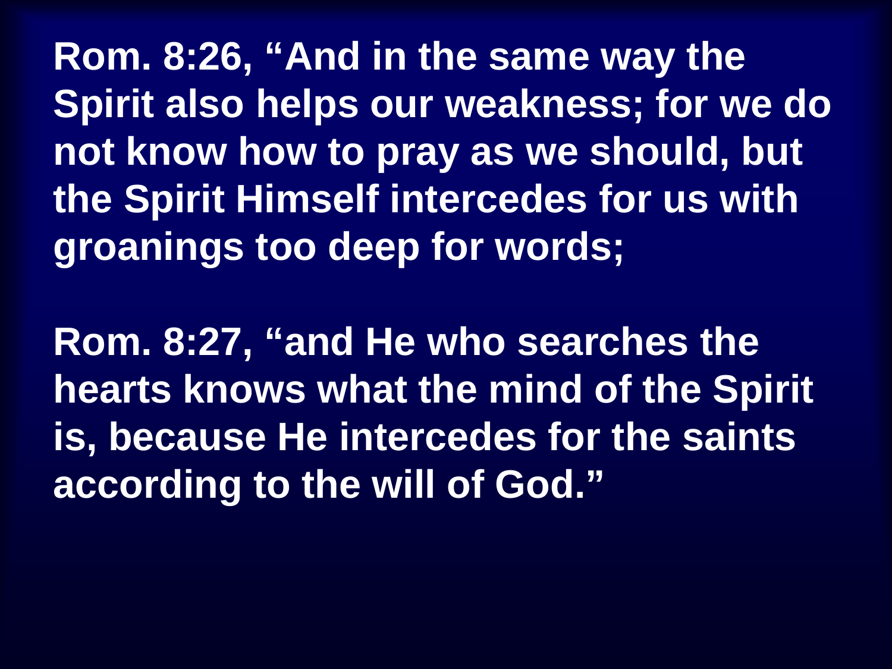**Rom. 8:26, “And in the same way the Spirit also helps our weakness; for we do not know how to pray as we should, but the Spirit Himself intercedes for us with groanings too deep for words;**

**Rom. 8:27, “and He who searches the hearts knows what the mind of the Spirit is, because He intercedes for the saints according to the will of God.”**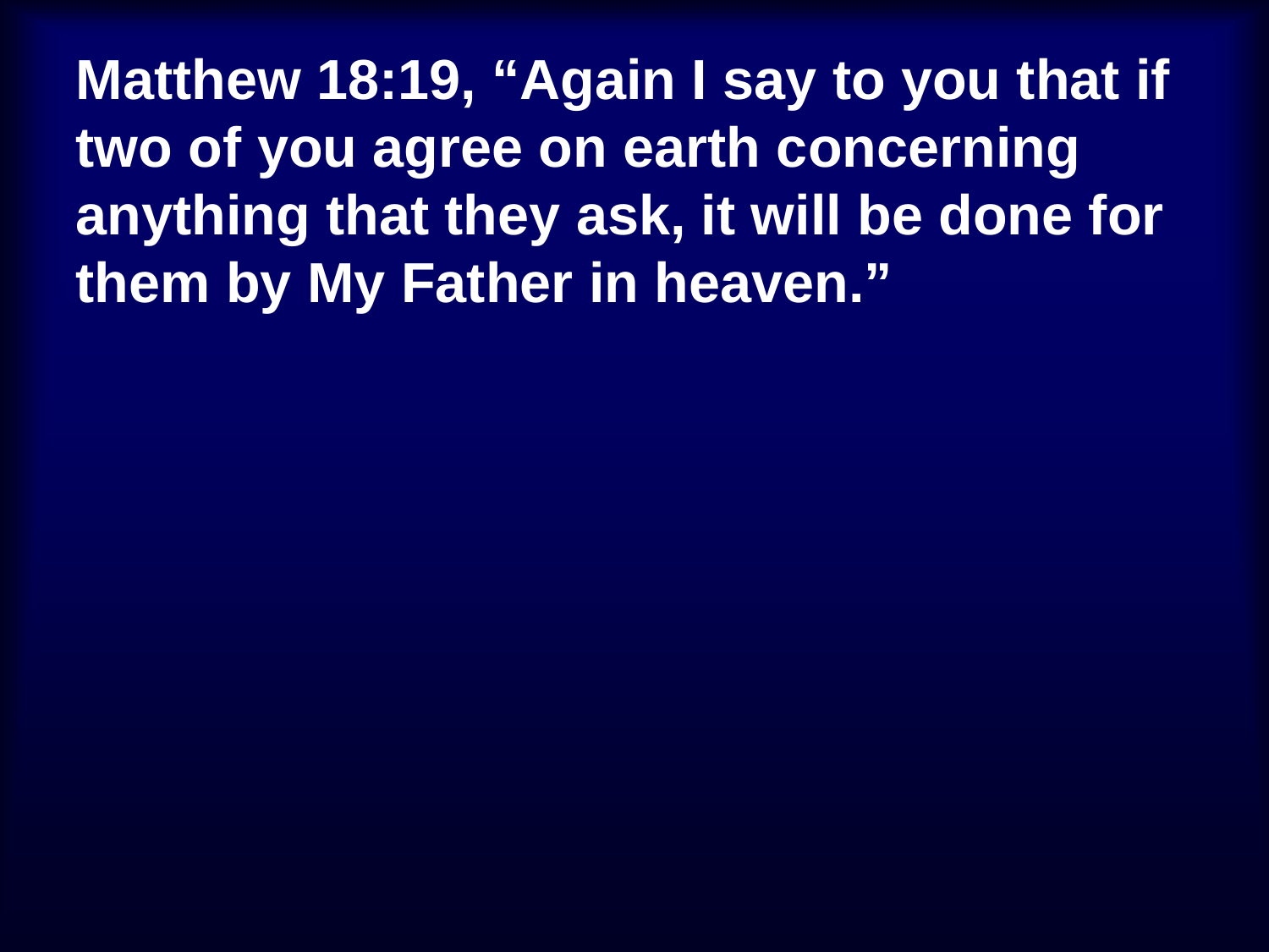**Matthew 18:19, “Again I say to you that if two of you agree on earth concerning anything that they ask, it will be done for them by My Father in heaven.”**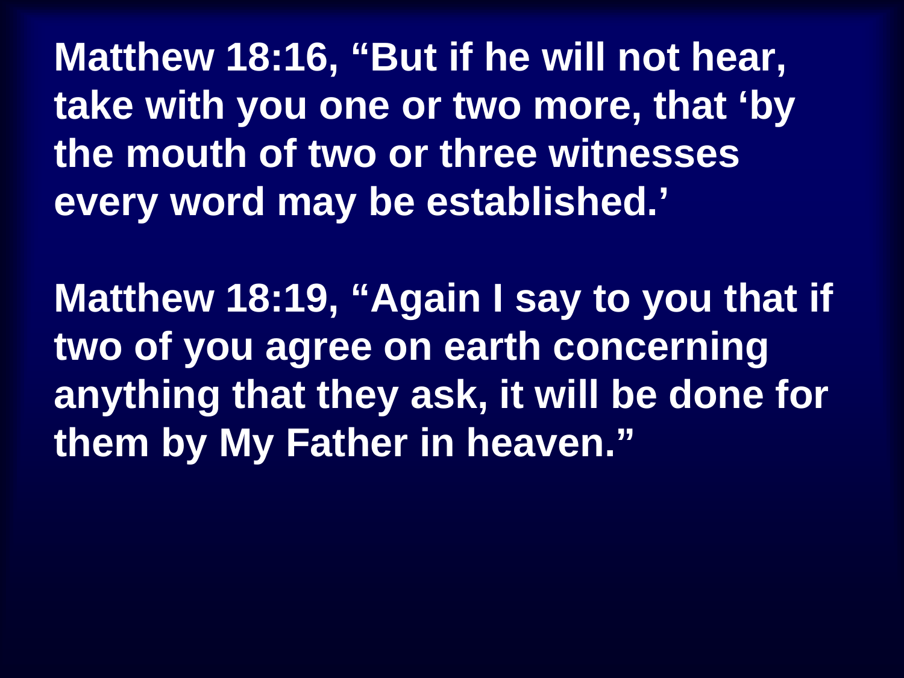**Matthew 18:16, “But if he will not hear, take with you one or two more, that ‘by the mouth of two or three witnesses every word may be established.’**

**Matthew 18:19, “Again I say to you that if two of you agree on earth concerning anything that they ask, it will be done for them by My Father in heaven.”**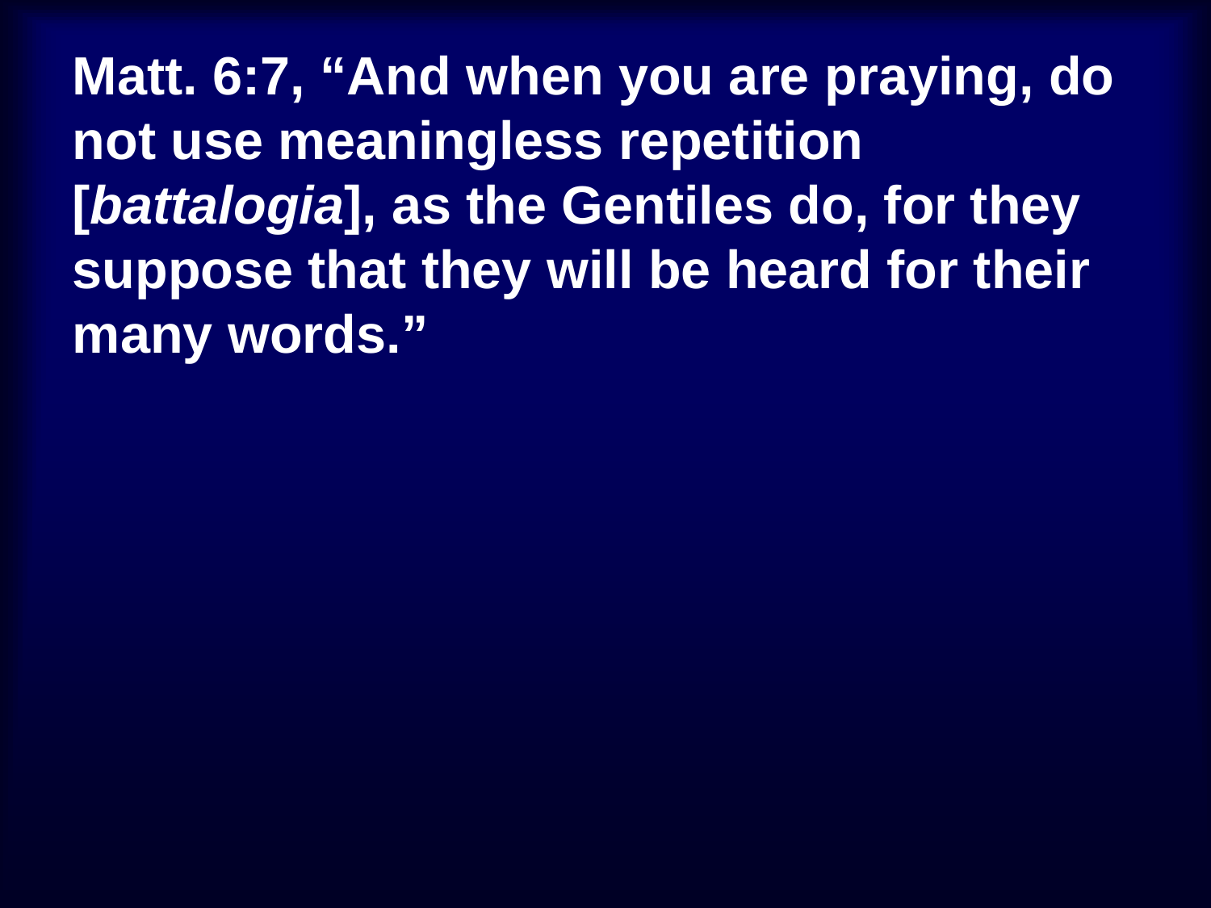**Matt. 6:7, "And when you are praying, do not use meaningless repetition [*battalogia*], as the Gentiles do, for they suppose that they will be heard for their many words."**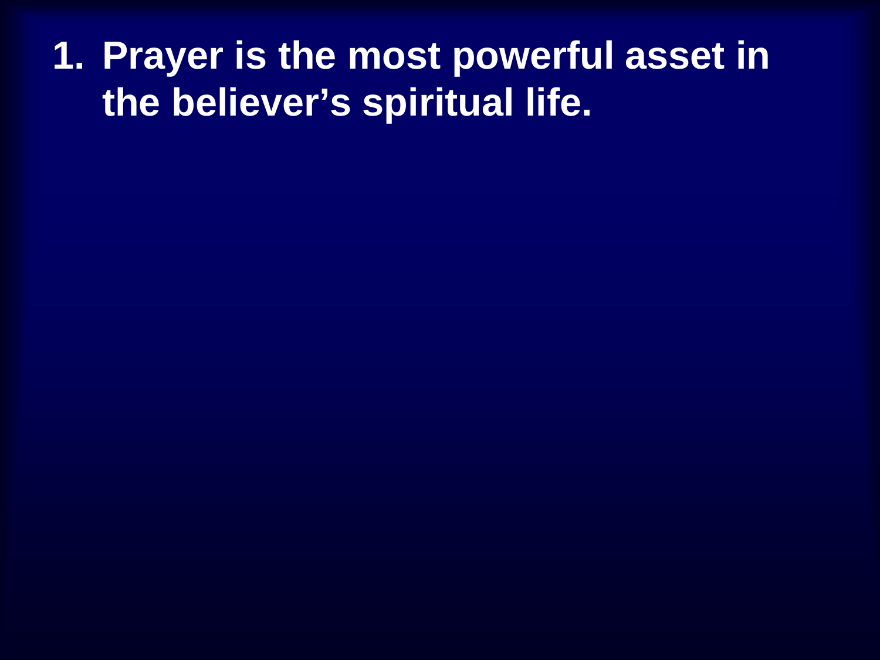1. **Prayer is the most powerful asset in the believer's spiritual life.**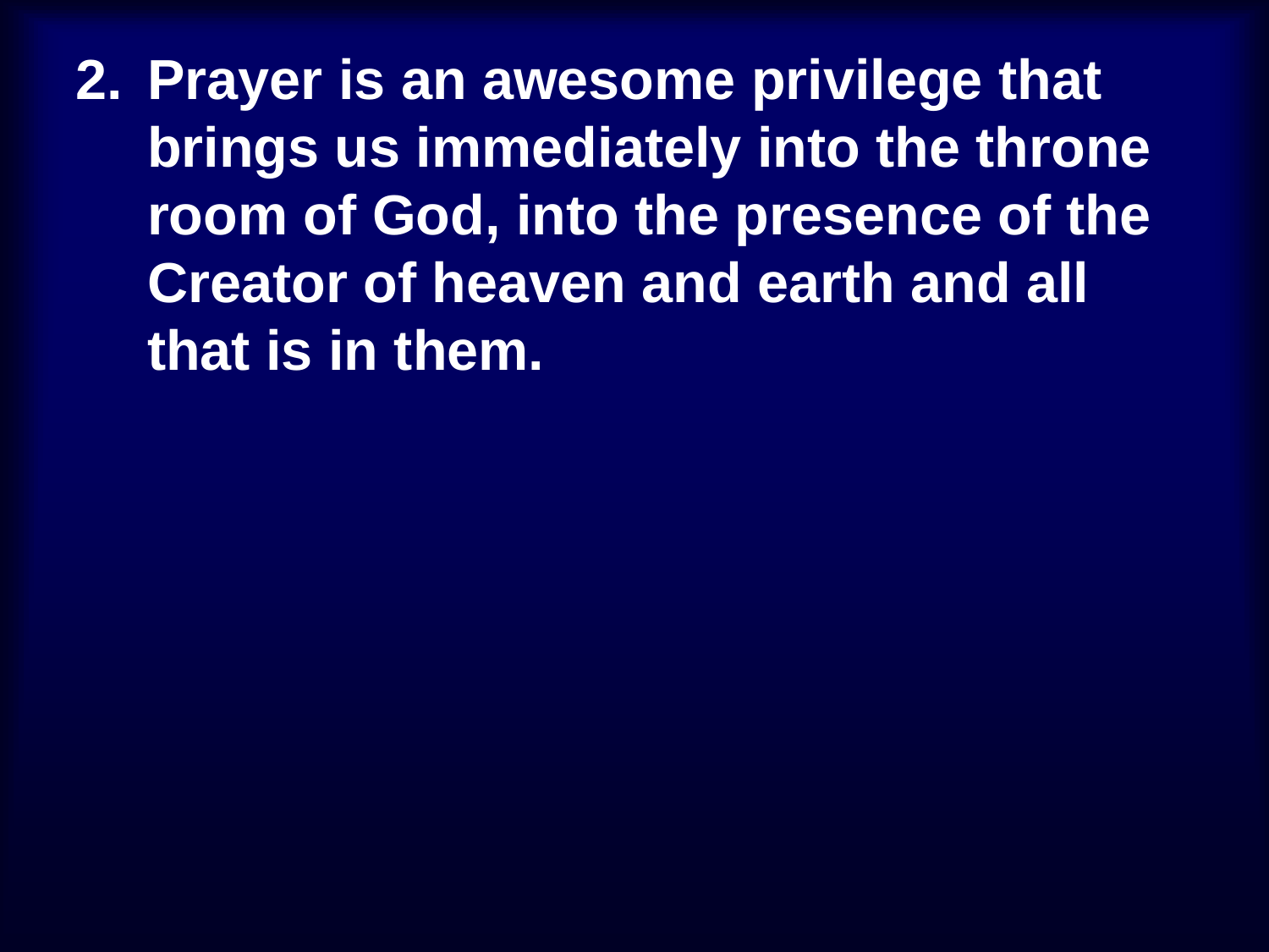2. **Prayer is an awesome privilege that brings us immediately into the throne room of God, into the presence of the Creator of heaven and earth and all that is in them.**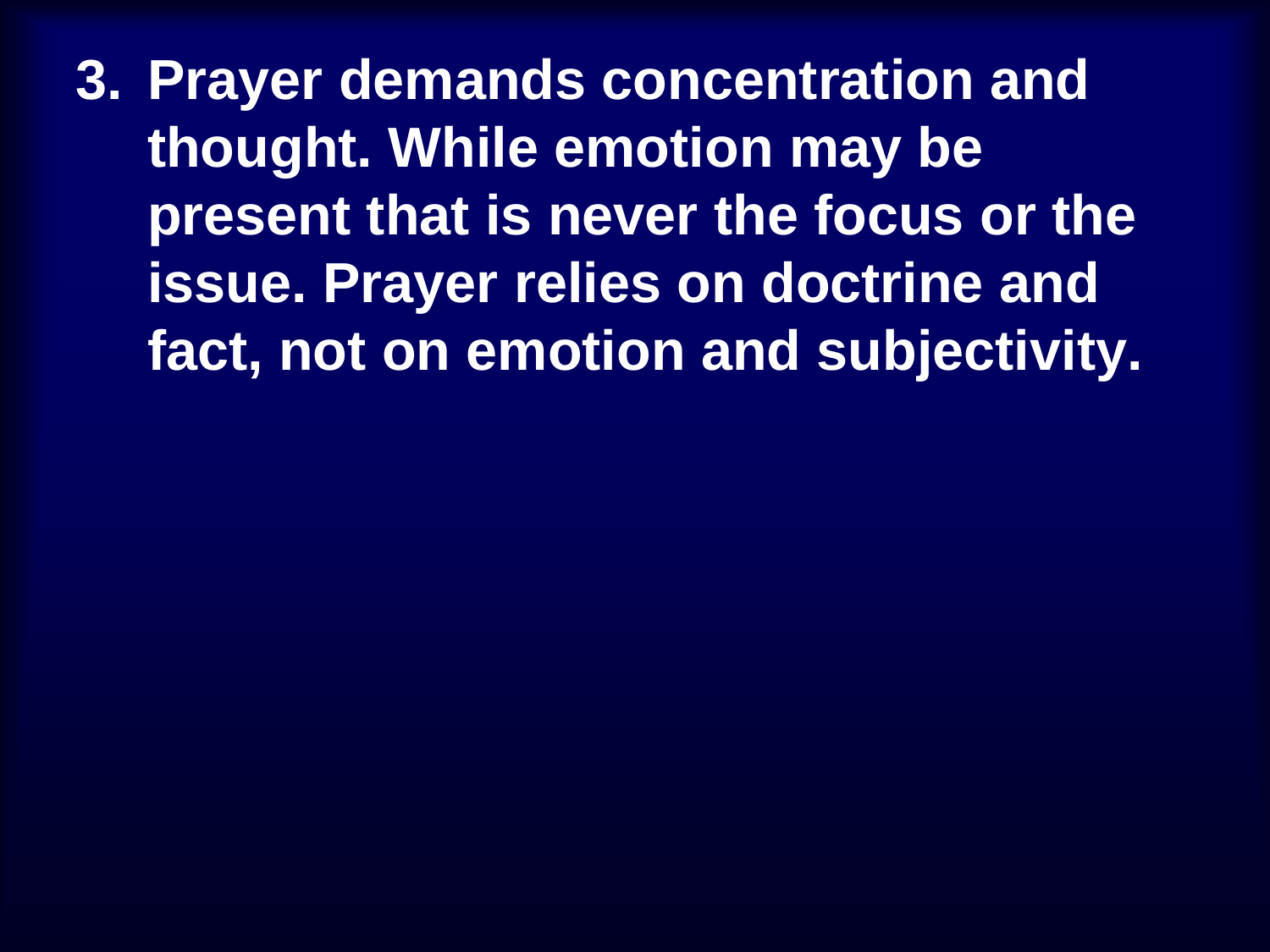3. **Prayer demands concentration and thought. While emotion may be present that is never the focus or the issue. Prayer relies on doctrine and fact, not on emotion and subjectivity.**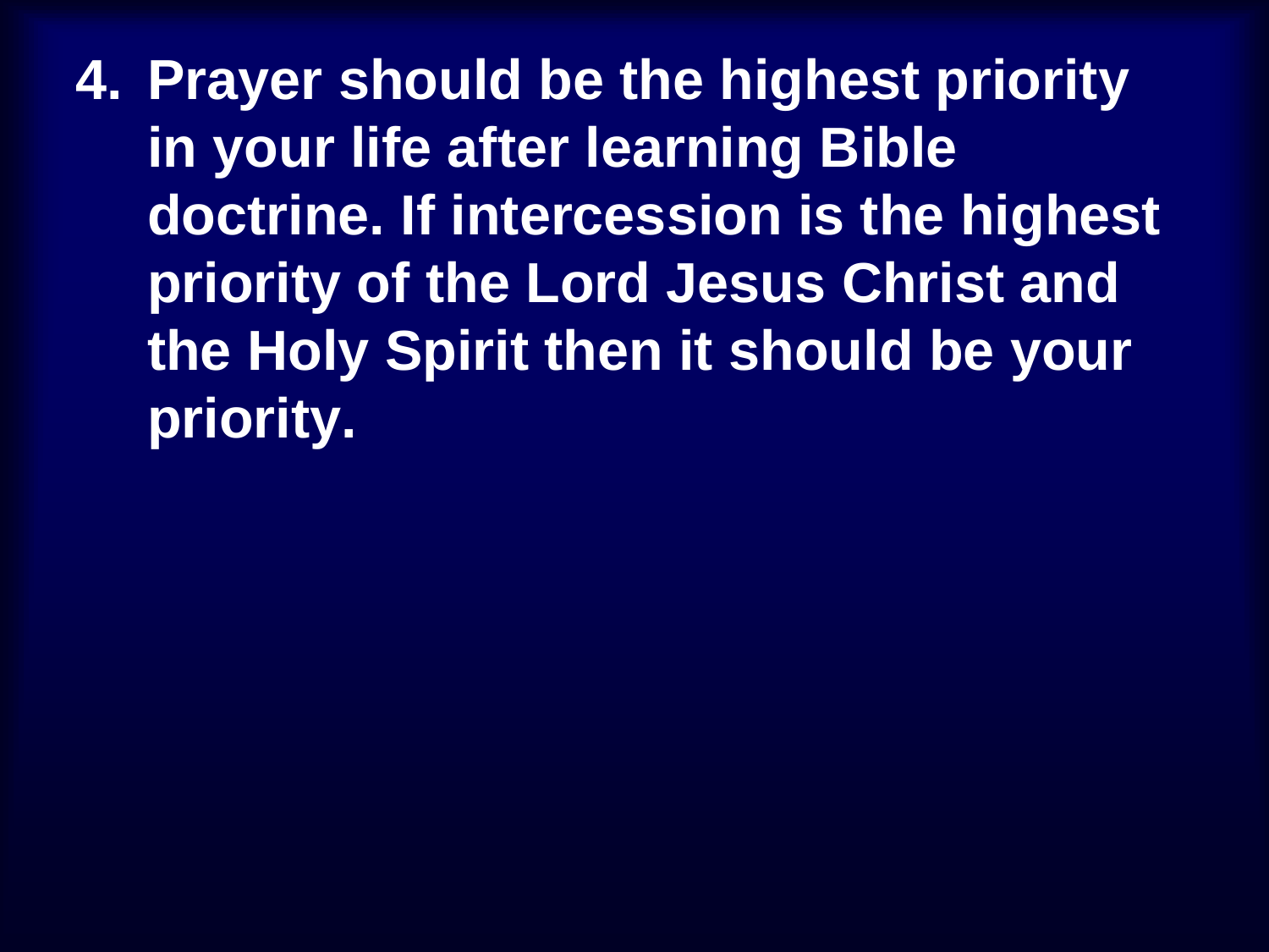4. **Prayer should be the highest priority in your life after learning Bible doctrine. If intercession is the highest priority of the Lord Jesus Christ and the Holy Spirit then it should be your priority.**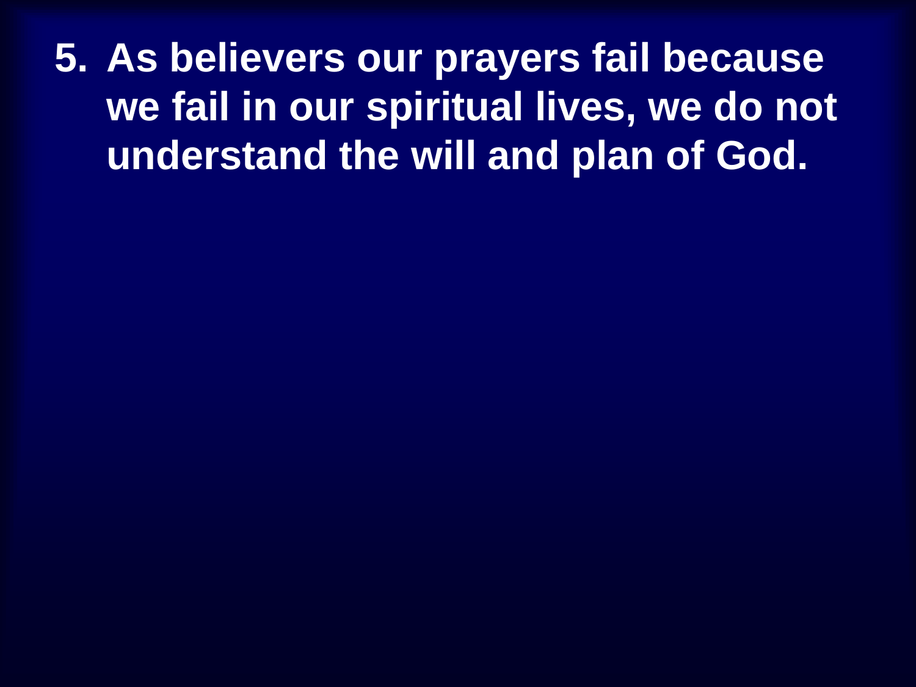5. **As believers our prayers fail because we fail in our spiritual lives, we do not understand the will and plan of God.**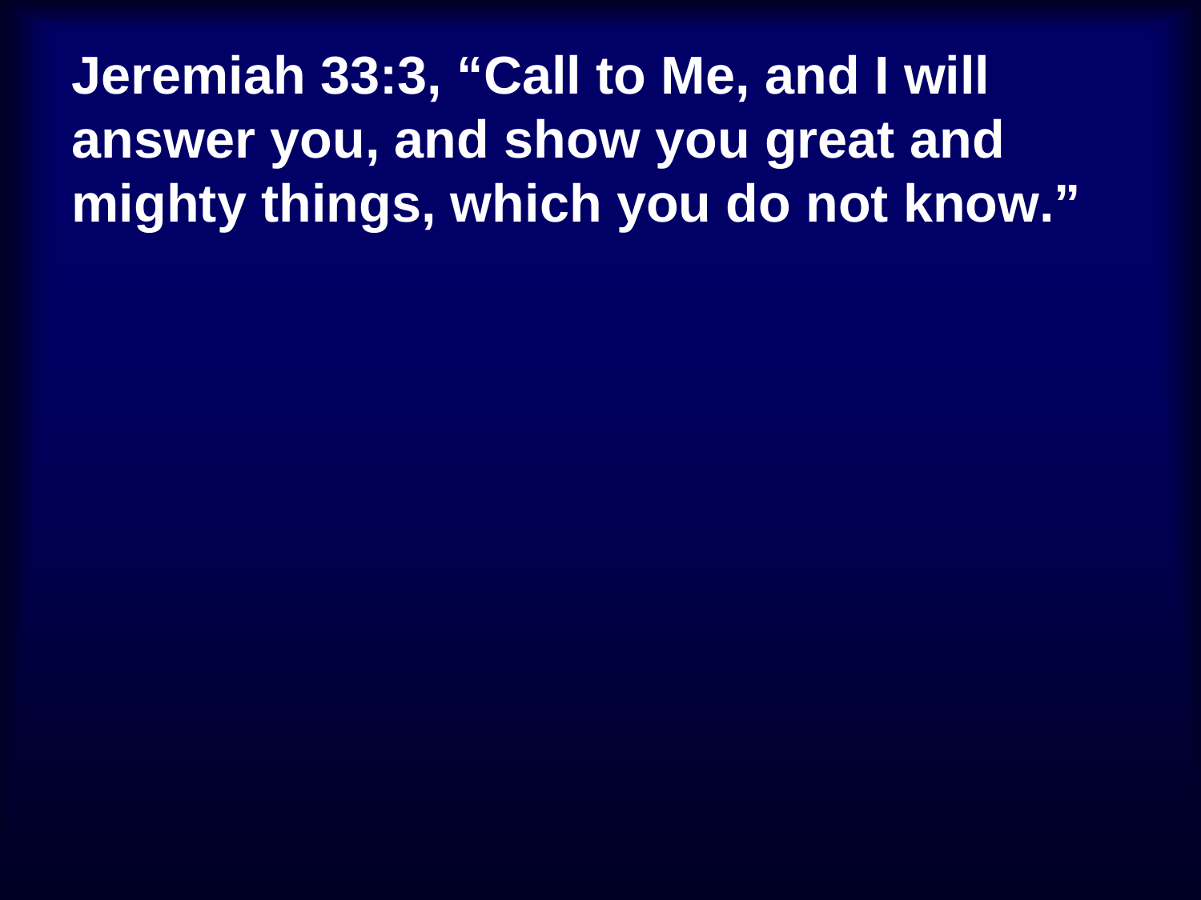**Jeremiah 33:3, “Call to Me, and I will answer you, and show you great and mighty things, which you do not know.”**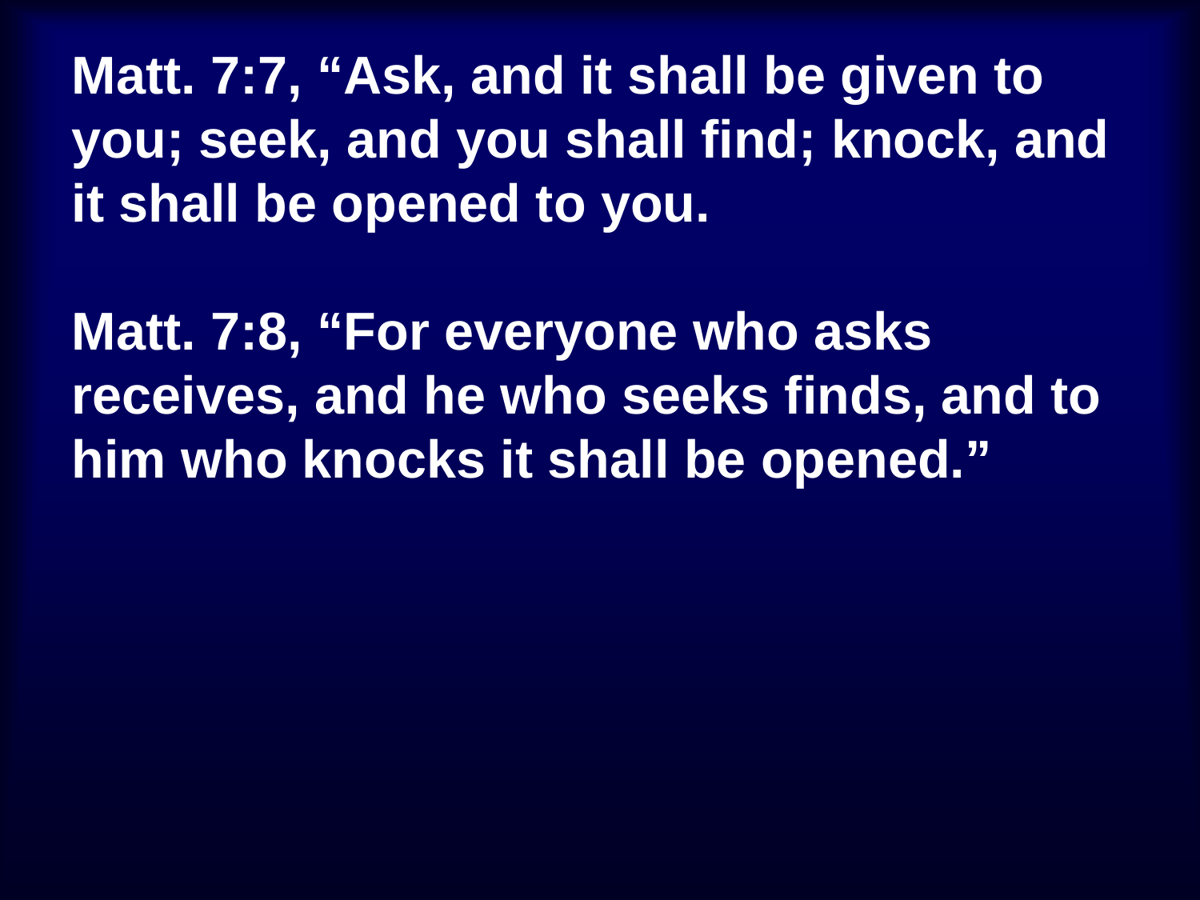**Matt. 7:7, "Ask, and it shall be given to you; seek, and you shall find; knock, and it shall be opened to you.**

**Matt. 7:8, "For everyone who asks receives, and he who seeks finds, and to him who knocks it shall be opened."**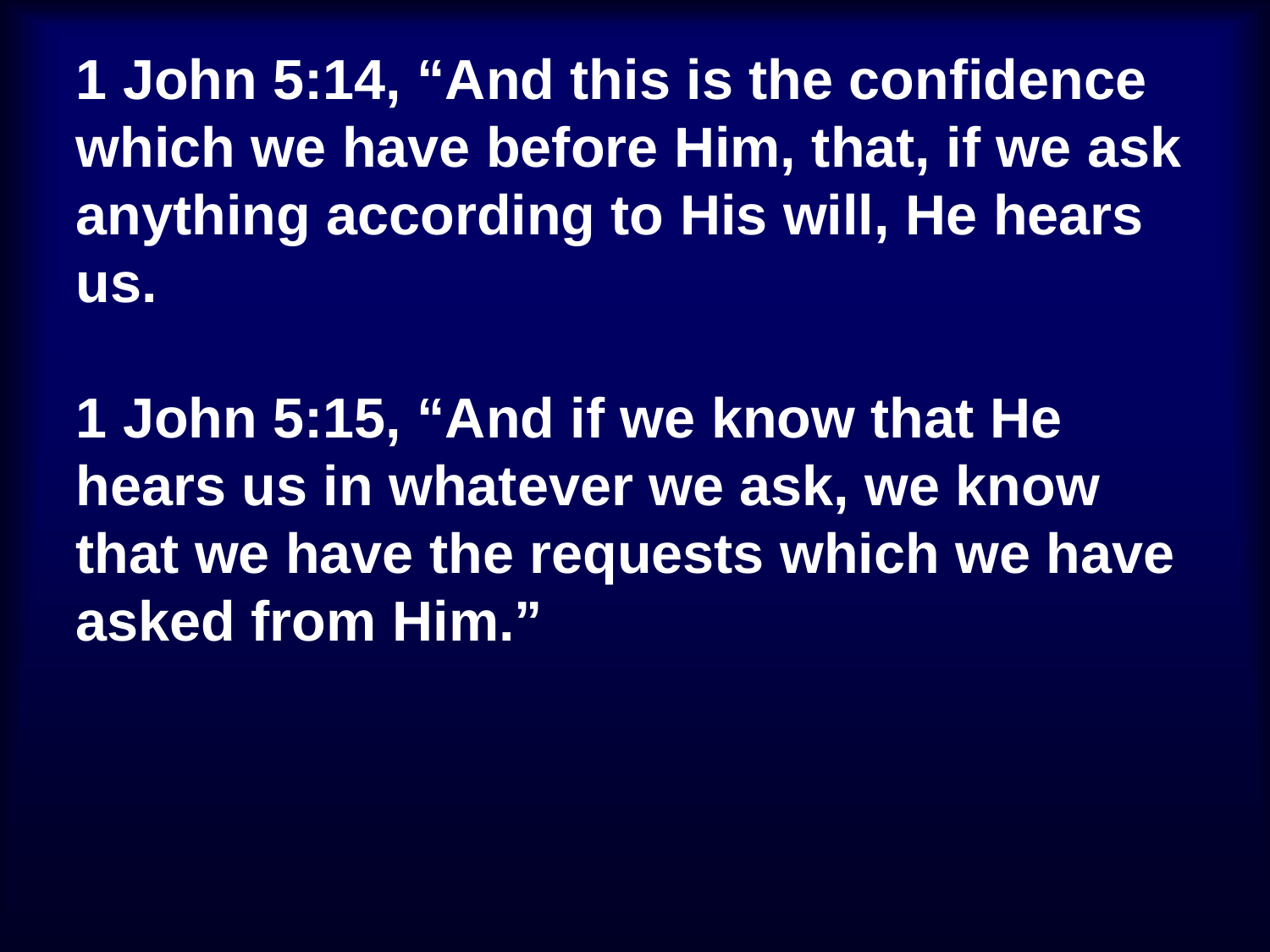**1 John 5:14, "And this is the confidence which we have before Him, that, if we ask anything according to His will, He hears us.**

**1 John 5:15, "And if we know that He hears us in whatever we ask, we know that we have the requests which we have asked from Him."**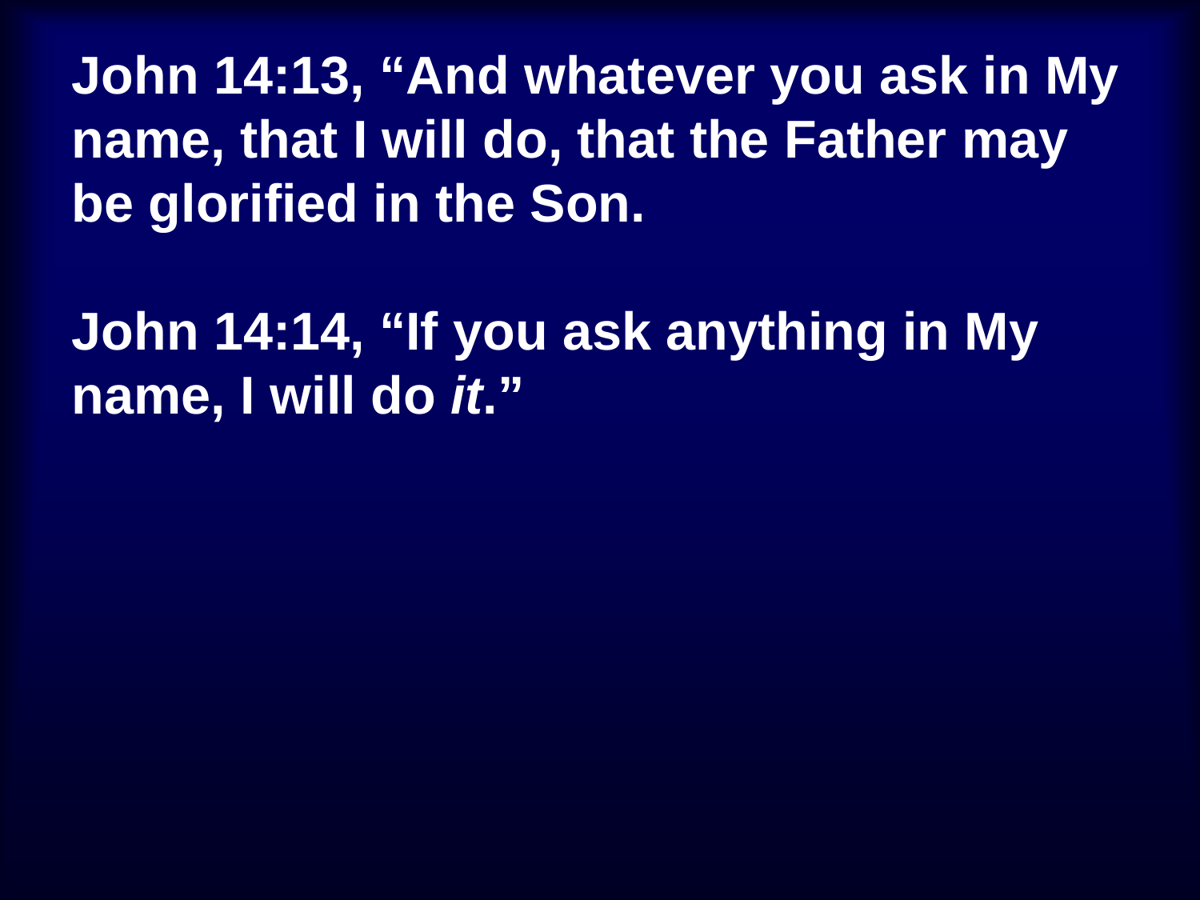**John 14:13, "And whatever you ask in My name, that I will do, that the Father may be glorified in the Son.**

**John 14:14, "If you ask anything in My name, I will do *it*."**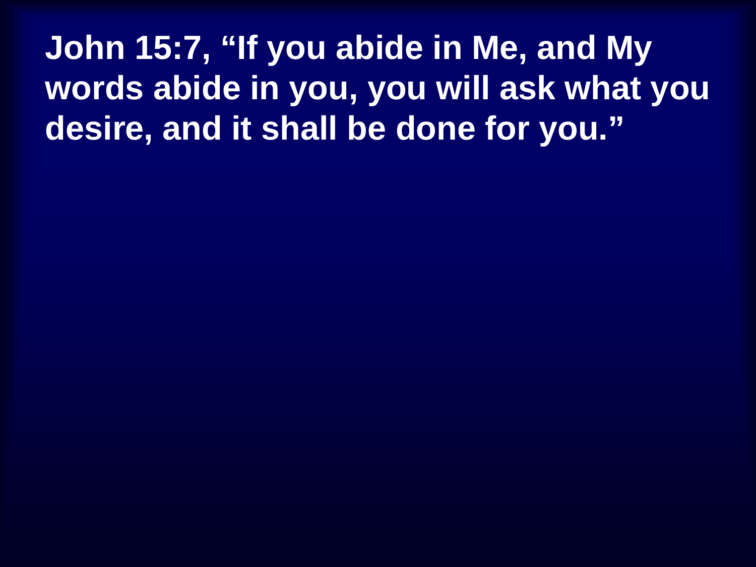**John 15:7, “If you abide in Me, and My words abide in you, you will ask what you desire, and it shall be done for you.”**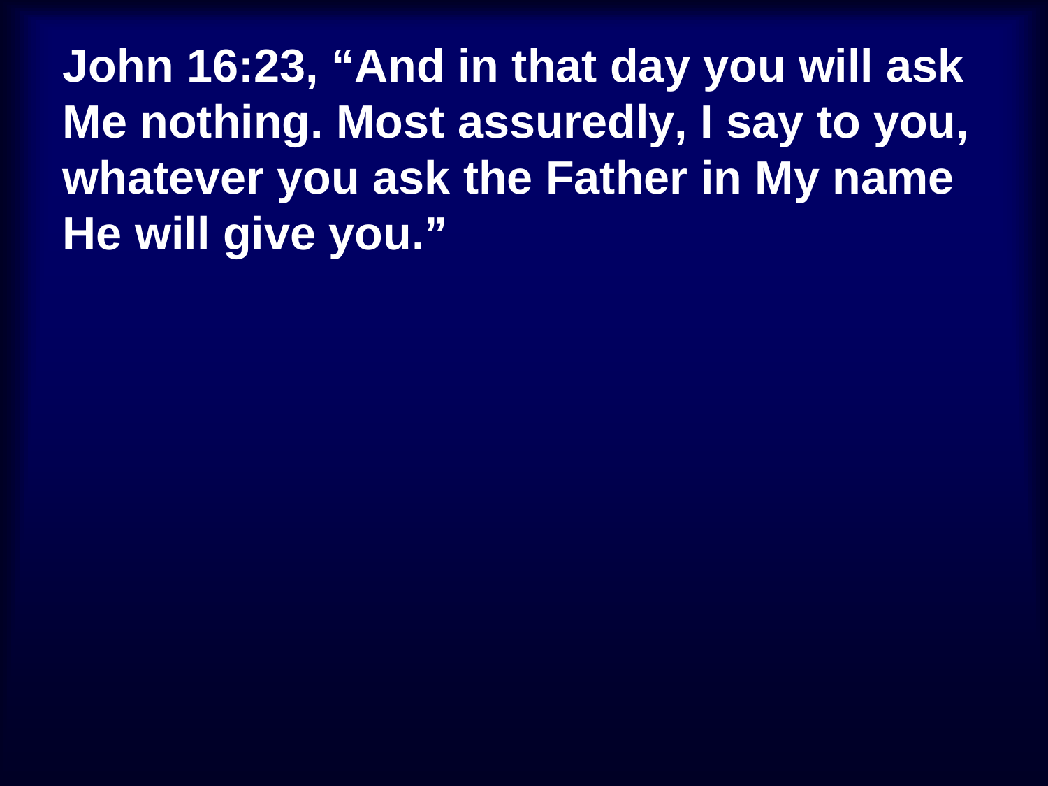**John 16:23, “And in that day you will ask Me nothing. Most assuredly, I say to you, whatever you ask the Father in My name He will give you.”**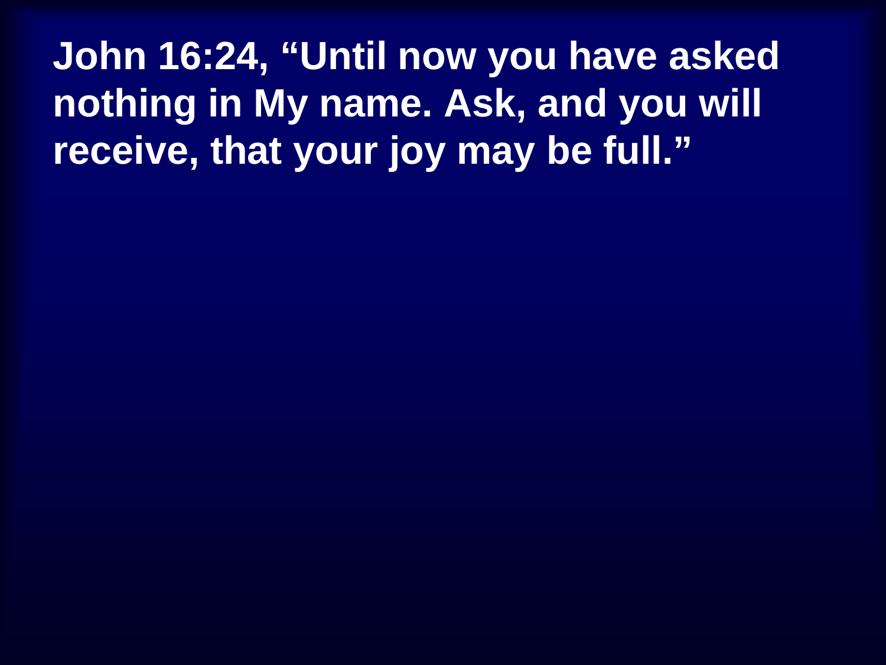**John 16:24, “Until now you have asked nothing in My name. Ask, and you will receive, that your joy may be full.”**